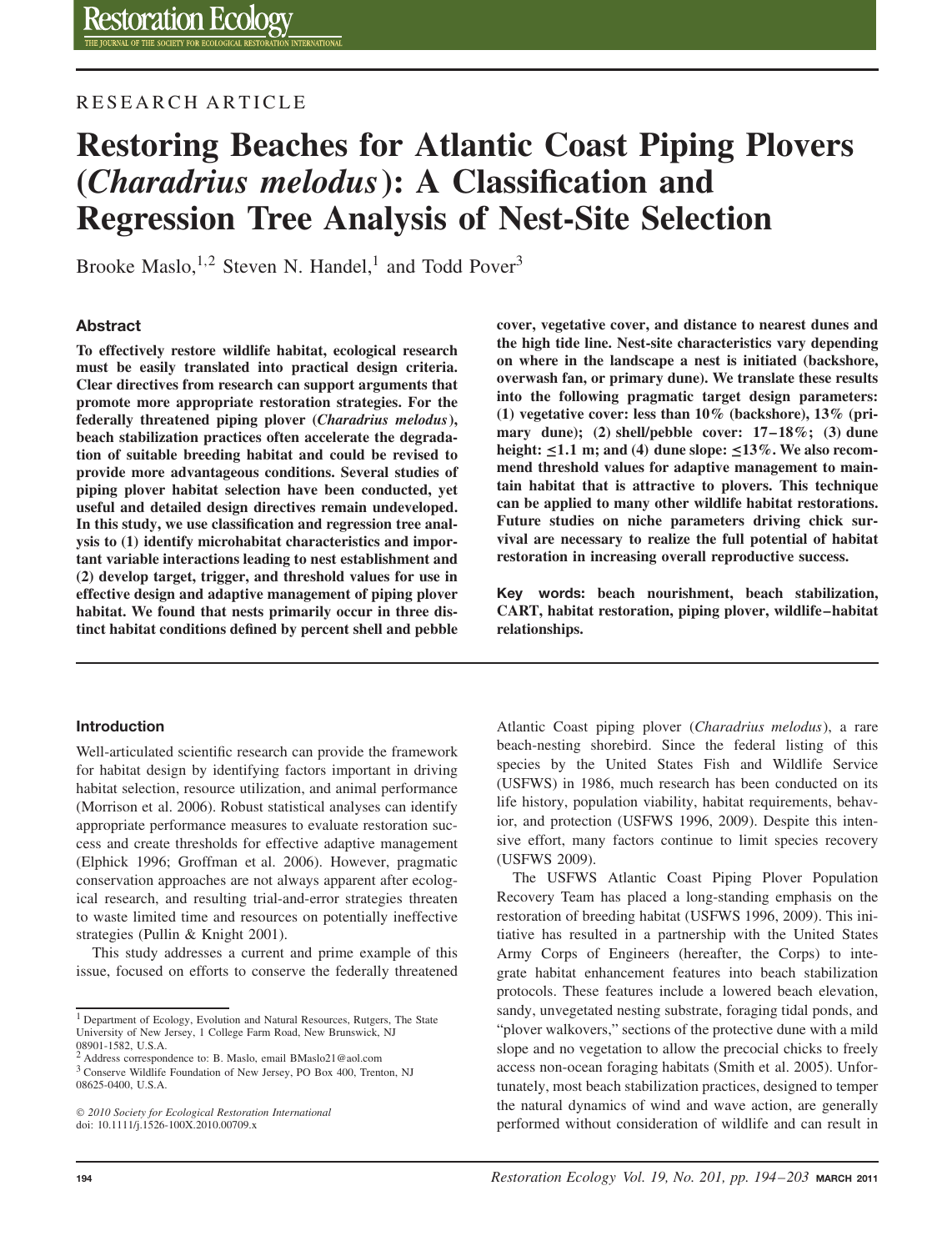RESEARCH ARTICLE

# Restoring Beaches for Atlantic Coast Piping Plovers (*Charadrius melodus*): A Classification and Regression Tree Analysis of Nest-Site Selection

Brooke Maslo,[1,2] Steven N. Handel,[1] and Todd Pover[3]

## Abstract

**To effectively restore wildlife habitat, ecological research must be easily translated into practical design criteria. Clear directives from research can support arguments that promote more appropriate restoration strategies. For the federally threatened piping plover (*Charadrius melodus*), beach stabilization practices often accelerate the degradation of suitable breeding habitat and could be revised to provide more advantageous conditions. Several studies of piping plover habitat selection have been conducted, yet useful and detailed design directives remain undeveloped. In this study, we use classification and regression tree analysis to (1) identify microhabitat characteristics and important variable interactions leading to nest establishment and (2) develop target, trigger, and threshold values for use in effective design and adaptive management of piping plover habitat. We found that nests primarily occur in three distinct habitat conditions defined by percent shell and pebble cover, vegetative cover, and distance to nearest dunes and the high tide line. Nest-site characteristics vary depending on where in the landscape a nest is initiated (backshore, overwash fan, or primary dune). We translate these results into the following pragmatic target design parameters: (1) vegetative cover: less than 10% (backshore), 13% (primary dune); (2) shell/pebble cover: 17–18%; (3) dune height: ≤1.1 m; and (4) dune slope: ≤13%. We also recommend threshold values for adaptive management to maintain habitat that is attractive to plovers. This technique can be applied to many other wildlife habitat restorations. Future studies on niche parameters driving chick survival are necessary to realize the full potential of habitat restoration in increasing overall reproductive success.**

**Key words:** beach nourishment, beach stabilization, CART, habitat restoration, piping plover, wildlife–habitat relationships.

## Introduction

Well-articulated scientific research can provide the framework for habitat design by identifying factors important in driving habitat selection, resource utilization, and animal performance (Morrison et al. 2006). Robust statistical analyses can identify appropriate performance measures to evaluate restoration success and create thresholds for effective adaptive management (Elphick 1996; Groffman et al. 2006). However, pragmatic conservation approaches are not always apparent after ecological research, and resulting trial-and-error strategies threaten to waste limited time and resources on potentially ineffective strategies (Pullin & Knight 2001).

This study addresses a current and prime example of this issue, focused on efforts to conserve the federally threatened Atlantic Coast piping plover (*Charadrius melodus*), a rare beach-nesting shorebird. Since the federal listing of this species by the United States Fish and Wildlife Service (USFWS) in 1986, much research has been conducted on its life history, population viability, habitat requirements, behavior, and protection (USFWS 1996, 2009). Despite this intensive effort, many factors continue to limit species recovery (USFWS 2009).

The USFWS Atlantic Coast Piping Plover Population Recovery Team has placed a long-standing emphasis on the restoration of breeding habitat (USFWS 1996, 2009). This initiative has resulted in a partnership with the United States Army Corps of Engineers (hereafter, the Corps) to integrate habitat enhancement features into beach stabilization protocols. These features include a lowered beach elevation, sandy, unvegetated nesting substrate, foraging tidal ponds, and "plover walkovers," sections of the protective dune with a mild slope and no vegetation to allow the precocial chicks to freely access non-ocean foraging habitats (Smith et al. 2005). Unfortunately, most beach stabilization practices, designed to temper the natural dynamics of wind and wave action, are generally performed without consideration of wildlife and can result in

[1] Department of Ecology, Evolution and Natural Resources, Rutgers, The State University of New Jersey, 1 College Farm Road, New Brunswick, NJ 08901-1582, U.S.A.
[2] Address correspondence to: B. Maslo, email BMaslo21@aol.com
[3] Conserve Wildlife Foundation of New Jersey, PO Box 400, Trenton, NJ 08625-0400, U.S.A.

© 2010 Society for Ecological Restoration International
doi: 10.1111/j.1526-100X.2010.00709.x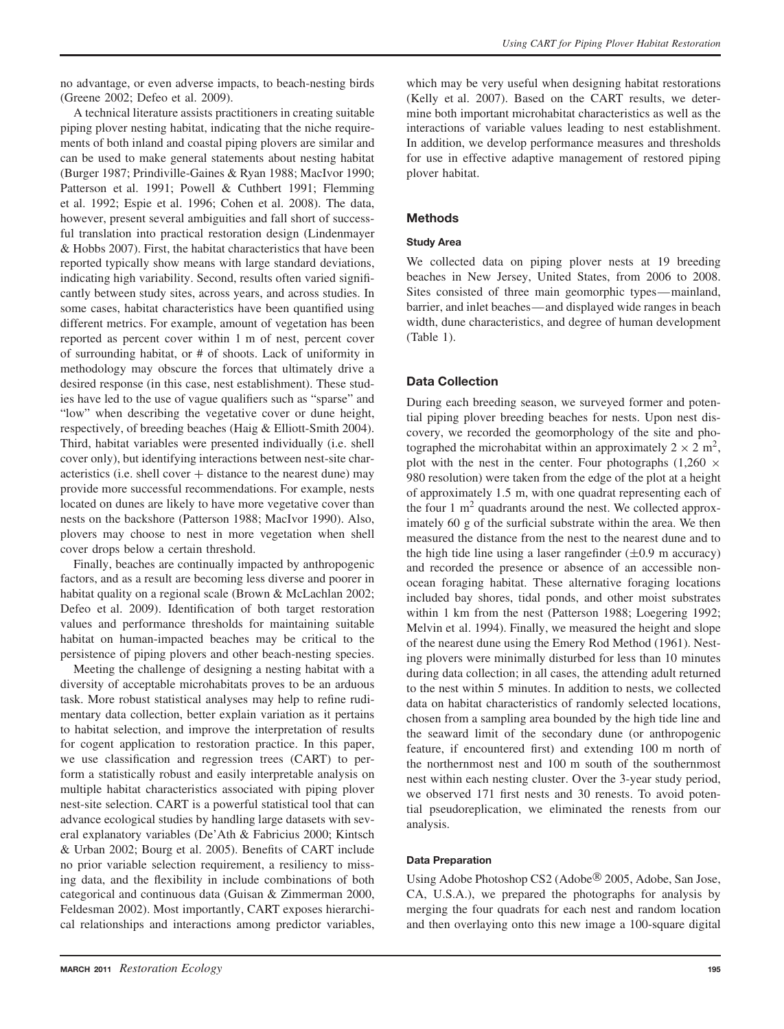no advantage, or even adverse impacts, to beach-nesting birds (Greene 2002; Defeo et al. 2009).

A technical literature assists practitioners in creating suitable piping plover nesting habitat, indicating that the niche requirements of both inland and coastal piping plovers are similar and can be used to make general statements about nesting habitat (Burger 1987; Prindiville-Gaines & Ryan 1988; MacIvor 1990; Patterson et al. 1991; Powell & Cuthbert 1991; Flemming et al. 1992; Espie et al. 1996; Cohen et al. 2008). The data, however, present several ambiguities and fall short of successful translation into practical restoration design (Lindenmayer & Hobbs 2007). First, the habitat characteristics that have been reported typically show means with large standard deviations, indicating high variability. Second, results often varied significantly between study sites, across years, and across studies. In some cases, habitat characteristics have been quantified using different metrics. For example, amount of vegetation has been reported as percent cover within 1 m of nest, percent cover of surrounding habitat, or # of shoots. Lack of uniformity in methodology may obscure the forces that ultimately drive a desired response (in this case, nest establishment). These studies have led to the use of vague qualifiers such as "sparse" and "low" when describing the vegetative cover or dune height, respectively, of breeding beaches (Haig & Elliott-Smith 2004). Third, habitat variables were presented individually (i.e. shell cover only), but identifying interactions between nest-site characteristics (i.e. shell cover + distance to the nearest dune) may provide more successful recommendations. For example, nests located on dunes are likely to have more vegetative cover than nests on the backshore (Patterson 1988; MacIvor 1990). Also, plovers may choose to nest in more vegetation when shell cover drops below a certain threshold.

Finally, beaches are continually impacted by anthropogenic factors, and as a result are becoming less diverse and poorer in habitat quality on a regional scale (Brown & McLachlan 2002; Defeo et al. 2009). Identification of both target restoration values and performance thresholds for maintaining suitable habitat on human-impacted beaches may be critical to the persistence of piping plovers and other beach-nesting species.

Meeting the challenge of designing a nesting habitat with a diversity of acceptable microhabitats proves to be an arduous task. More robust statistical analyses may help to refine rudimentary data collection, better explain variation as it pertains to habitat selection, and improve the interpretation of results for cogent application to restoration practice. In this paper, we use classification and regression trees (CART) to perform a statistically robust and easily interpretable analysis on multiple habitat characteristics associated with piping plover nest-site selection. CART is a powerful statistical tool that can advance ecological studies by handling large datasets with several explanatory variables (De'Ath & Fabricius 2000; Kintsch & Urban 2002; Bourg et al. 2005). Benefits of CART include no prior variable selection requirement, a resiliency to missing data, and the flexibility in include combinations of both categorical and continuous data (Guisan & Zimmerman 2000, Feldesman 2002). Most importantly, CART exposes hierarchical relationships and interactions among predictor variables, which may be very useful when designing habitat restorations (Kelly et al. 2007). Based on the CART results, we determine both important microhabitat characteristics as well as the interactions of variable values leading to nest establishment. In addition, we develop performance measures and thresholds for use in effective adaptive management of restored piping plover habitat.

## Methods

### Study Area

We collected data on piping plover nests at 19 breeding beaches in New Jersey, United States, from 2006 to 2008. Sites consisted of three main geomorphic types—mainland, barrier, and inlet beaches—and displayed wide ranges in beach width, dune characteristics, and degree of human development (Table 1).

## Data Collection

During each breeding season, we surveyed former and potential piping plover breeding beaches for nests. Upon nest discovery, we recorded the geomorphology of the site and photographed the microhabitat within an approximately $2 \times 2$ m$^2$, plot with the nest in the center. Four photographs ($1{,}260 \times 980$ resolution) were taken from the edge of the plot at a height of approximately 1.5 m, with one quadrat representing each of the four 1 m$^2$ quadrants around the nest. We collected approximately 60 g of the surficial substrate within the area. We then measured the distance from the nest to the nearest dune and to the high tide line using a laser rangefinder ($\pm 0.9$ m accuracy) and recorded the presence or absence of an accessible non-ocean foraging habitat. These alternative foraging locations included bay shores, tidal ponds, and other moist substrates within 1 km from the nest (Patterson 1988; Loegering 1992; Melvin et al. 1994). Finally, we measured the height and slope of the nearest dune using the Emery Rod Method (1961). Nesting plovers were minimally disturbed for less than 10 minutes during data collection; in all cases, the attending adult returned to the nest within 5 minutes. In addition to nests, we collected data on habitat characteristics of randomly selected locations, chosen from a sampling area bounded by the high tide line and the seaward limit of the secondary dune (or anthropogenic feature, if encountered first) and extending 100 m north of the northernmost nest and 100 m south of the southernmost nest within each nesting cluster. Over the 3-year study period, we observed 171 first nests and 30 renests. To avoid potential pseudoreplication, we eliminated the renests from our analysis.

### Data Preparation

Using Adobe Photoshop CS2 (Adobe® 2005, Adobe, San Jose, CA, U.S.A.), we prepared the photographs for analysis by merging the four quadrats for each nest and random location and then overlaying onto this new image a 100-square digital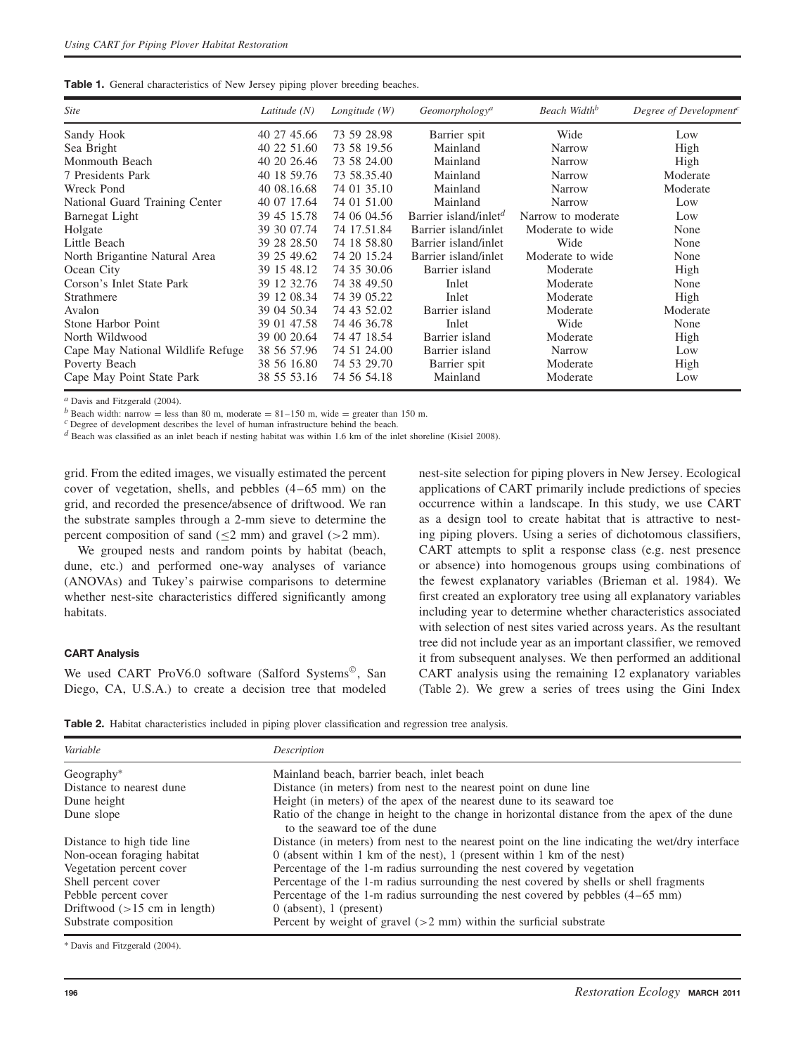**Table 1.** General characteristics of New Jersey piping plover breeding beaches.

| Site | Latitude (N) | Longitude (W) | Geomorphology[a] | Beach Width[b] | Degree of Development[c] |
|---|---|---|---|---|---|
| Sandy Hook | 40 27 45.66 | 73 59 28.98 | Barrier spit | Wide | Low |
| Sea Bright | 40 22 51.60 | 73 58 19.56 | Mainland | Narrow | High |
| Monmouth Beach | 40 20 26.46 | 73 58 24.00 | Mainland | Narrow | High |
| 7 Presidents Park | 40 18 59.76 | 73 58.35.40 | Mainland | Narrow | Moderate |
| Wreck Pond | 40 08.16.68 | 74 01 35.10 | Mainland | Narrow | Moderate |
| National Guard Training Center | 40 07 17.64 | 74 01 51.00 | Mainland | Narrow | Low |
| Barnegat Light | 39 45 15.78 | 74 06 04.56 | Barrier island/inlet[d] | Narrow to moderate | Low |
| Holgate | 39 30 07.74 | 74 17.51.84 | Barrier island/inlet | Moderate to wide | None |
| Little Beach | 39 28 28.50 | 74 18 58.80 | Barrier island/inlet | Wide | None |
| North Brigantine Natural Area | 39 25 49.62 | 74 20 15.24 | Barrier island/inlet | Moderate to wide | None |
| Ocean City | 39 15 48.12 | 74 35 30.06 | Barrier island | Moderate | High |
| Corson's Inlet State Park | 39 12 32.76 | 74 38 49.50 | Inlet | Moderate | None |
| Strathmere | 39 12 08.34 | 74 39 05.22 | Inlet | Moderate | High |
| Avalon | 39 04 50.34 | 74 43 52.02 | Barrier island | Moderate | Moderate |
| Stone Harbor Point | 39 01 47.58 | 74 46 36.78 | Inlet | Wide | None |
| North Wildwood | 39 00 20.64 | 74 47 18.54 | Barrier island | Moderate | High |
| Cape May National Wildlife Refuge | 38 56 57.96 | 74 51 24.00 | Barrier island | Narrow | Low |
| Poverty Beach | 38 56 16.80 | 74 53 29.70 | Barrier spit | Moderate | High |
| Cape May Point State Park | 38 55 53.16 | 74 56 54.18 | Mainland | Moderate | Low |

[a] Davis and Fitzgerald (2004).
[b] Beach width: narrow = less than 80 m, moderate = 81–150 m, wide = greater than 150 m.
[c] Degree of development describes the level of human infrastructure behind the beach.
[d] Beach was classified as an inlet beach if nesting habitat was within 1.6 km of the inlet shoreline (Kisiel 2008).

grid. From the edited images, we visually estimated the percent cover of vegetation, shells, and pebbles (4–65 mm) on the grid, and recorded the presence/absence of driftwood. We ran the substrate samples through a 2-mm sieve to determine the percent composition of sand ($\leq$2 mm) and gravel (>2 mm).

We grouped nests and random points by habitat (beach, dune, etc.) and performed one-way analyses of variance (ANOVAs) and Tukey's pairwise comparisons to determine whether nest-site characteristics differed significantly among habitats.

### CART Analysis

We used CART ProV6.0 software (Salford Systems©, San Diego, CA, U.S.A.) to create a decision tree that modeled nest-site selection for piping plovers in New Jersey. Ecological applications of CART primarily include predictions of species occurrence within a landscape. In this study, we use CART as a design tool to create habitat that is attractive to nesting piping plovers. Using a series of dichotomous classifiers, CART attempts to split a response class (e.g. nest presence or absence) into homogenous groups using combinations of the fewest explanatory variables (Brieman et al. 1984). We first created an exploratory tree using all explanatory variables including year to determine whether characteristics associated with selection of nest sites varied across years. As the resultant tree did not include year as an important classifier, we removed it from subsequent analyses. We then performed an additional CART analysis using the remaining 12 explanatory variables (Table 2). We grew a series of trees using the Gini Index

**Table 2.** Habitat characteristics included in piping plover classification and regression tree analysis.

| Variable | Description |
|---|---|
| Geography* | Mainland beach, barrier beach, inlet beach |
| Distance to nearest dune | Distance (in meters) from nest to the nearest point on dune line |
| Dune height | Height (in meters) of the apex of the nearest dune to its seaward toe |
| Dune slope | Ratio of the change in height to the change in horizontal distance from the apex of the dune to the seaward toe of the dune |
| Distance to high tide line | Distance (in meters) from nest to the nearest point on the line indicating the wet/dry interface |
| Non-ocean foraging habitat | 0 (absent within 1 km of the nest), 1 (present within 1 km of the nest) |
| Vegetation percent cover | Percentage of the 1-m radius surrounding the nest covered by vegetation |
| Shell percent cover | Percentage of the 1-m radius surrounding the nest covered by shells or shell fragments |
| Pebble percent cover | Percentage of the 1-m radius surrounding the nest covered by pebbles (4–65 mm) |
| Driftwood (>15 cm in length) | 0 (absent), 1 (present) |
| Substrate composition | Percent by weight of gravel (>2 mm) within the surficial substrate |

* Davis and Fitzgerald (2004).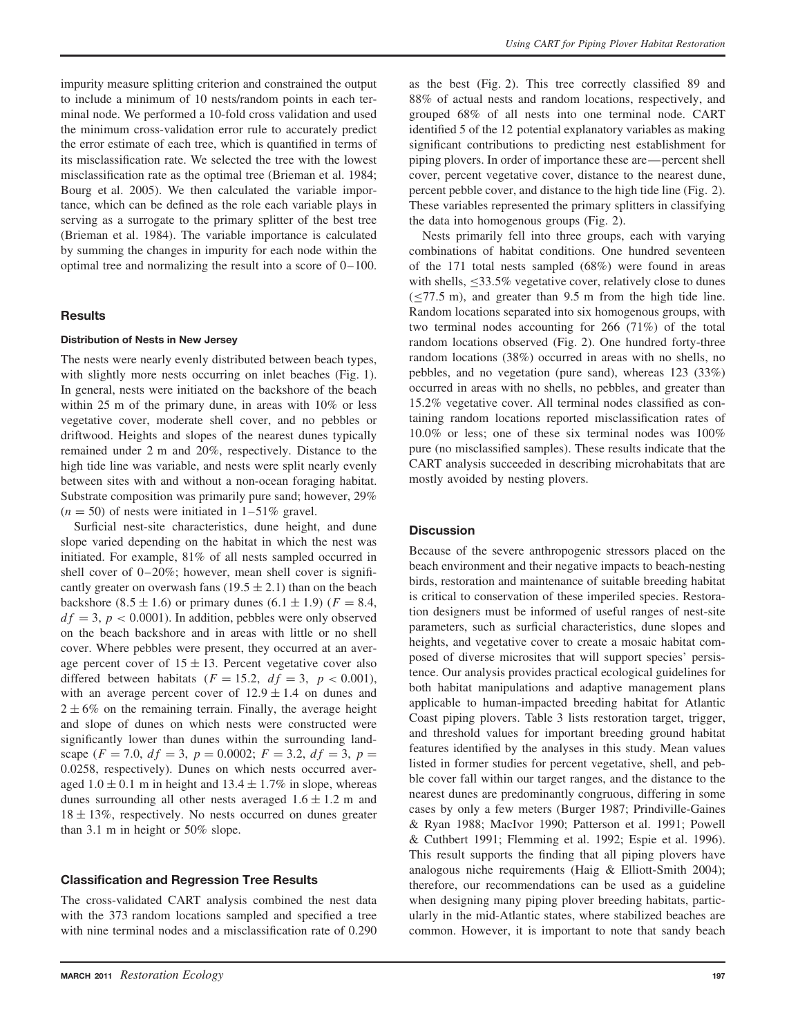impurity measure splitting criterion and constrained the output to include a minimum of 10 nests/random points in each terminal node. We performed a 10-fold cross validation and used the minimum cross-validation error rule to accurately predict the error estimate of each tree, which is quantified in terms of its misclassification rate. We selected the tree with the lowest misclassification rate as the optimal tree (Brieman et al. 1984; Bourg et al. 2005). We then calculated the variable importance, which can be defined as the role each variable plays in serving as a surrogate to the primary splitter of the best tree (Brieman et al. 1984). The variable importance is calculated by summing the changes in impurity for each node within the optimal tree and normalizing the result into a score of 0–100.

## Results

### Distribution of Nests in New Jersey

The nests were nearly evenly distributed between beach types, with slightly more nests occurring on inlet beaches (Fig. 1). In general, nests were initiated on the backshore of the beach within 25 m of the primary dune, in areas with 10% or less vegetative cover, moderate shell cover, and no pebbles or driftwood. Heights and slopes of the nearest dunes typically remained under 2 m and 20%, respectively. Distance to the high tide line was variable, and nests were split nearly evenly between sites with and without a non-ocean foraging habitat. Substrate composition was primarily pure sand; however, 29% ($n = 50$) of nests were initiated in 1–51% gravel.

Surficial nest-site characteristics, dune height, and dune slope varied depending on the habitat in which the nest was initiated. For example, 81% of all nests sampled occurred in shell cover of 0–20%; however, mean shell cover is significantly greater on overwash fans ($19.5 \pm 2.1$) than on the beach backshore ($8.5 \pm 1.6$) or primary dunes ($6.1 \pm 1.9$) ($F = 8.4$, $df = 3$, $p < 0.0001$). In addition, pebbles were only observed on the beach backshore and in areas with little or no shell cover. Where pebbles were present, they occurred at an average percent cover of $15 \pm 13$. Percent vegetative cover also differed between habitats ($F = 15.2$, $df = 3$, $p < 0.001$), with an average percent cover of $12.9 \pm 1.4$ on dunes and $2 \pm 6$% on the remaining terrain. Finally, the average height and slope of dunes on which nests were constructed were significantly lower than dunes within the surrounding landscape ($F = 7.0$, $df = 3$, $p = 0.0002$; $F = 3.2$, $df = 3$, $p = 0.0258$, respectively). Dunes on which nests occurred averaged $1.0 \pm 0.1$ m in height and $13.4 \pm 1.7$% in slope, whereas dunes surrounding all other nests averaged $1.6 \pm 1.2$ m and $18 \pm 13$%, respectively. No nests occurred on dunes greater than 3.1 m in height or 50% slope.

### Classification and Regression Tree Results

The cross-validated CART analysis combined the nest data with the 373 random locations sampled and specified a tree with nine terminal nodes and a misclassification rate of 0.290 as the best (Fig. 2). This tree correctly classified 89 and 88% of actual nests and random locations, respectively, and grouped 68% of all nests into one terminal node. CART identified 5 of the 12 potential explanatory variables as making significant contributions to predicting nest establishment for piping plovers. In order of importance these are—percent shell cover, percent vegetative cover, distance to the nearest dune, percent pebble cover, and distance to the high tide line (Fig. 2). These variables represented the primary splitters in classifying the data into homogenous groups (Fig. 2).

Nests primarily fell into three groups, each with varying combinations of habitat conditions. One hundred seventeen of the 171 total nests sampled (68%) were found in areas with shells, ≤33.5% vegetative cover, relatively close to dunes (≤77.5 m), and greater than 9.5 m from the high tide line. Random locations separated into six homogenous groups, with two terminal nodes accounting for 266 (71%) of the total random locations observed (Fig. 2). One hundred forty-three random locations (38%) occurred in areas with no shells, no pebbles, and no vegetation (pure sand), whereas 123 (33%) occurred in areas with no shells, no pebbles, and greater than 15.2% vegetative cover. All terminal nodes classified as containing random locations reported misclassification rates of 10.0% or less; one of these six terminal nodes was 100% pure (no misclassified samples). These results indicate that the CART analysis succeeded in describing microhabitats that are mostly avoided by nesting plovers.

## Discussion

Because of the severe anthropogenic stressors placed on the beach environment and their negative impacts to beach-nesting birds, restoration and maintenance of suitable breeding habitat is critical to conservation of these imperiled species. Restoration designers must be informed of useful ranges of nest-site parameters, such as surficial characteristics, dune slopes and heights, and vegetative cover to create a mosaic habitat composed of diverse microsites that will support species' persistence. Our analysis provides practical ecological guidelines for both habitat manipulations and adaptive management plans applicable to human-impacted breeding habitat for Atlantic Coast piping plovers. Table 3 lists restoration target, trigger, and threshold values for important breeding ground habitat features identified by the analyses in this study. Mean values listed in former studies for percent vegetative, shell, and pebble cover fall within our target ranges, and the distance to the nearest dunes are predominantly congruous, differing in some cases by only a few meters (Burger 1987; Prindiville-Gaines & Ryan 1988; MacIvor 1990; Patterson et al. 1991; Powell & Cuthbert 1991; Flemming et al. 1992; Espie et al. 1996). This result supports the finding that all piping plovers have analogous niche requirements (Haig & Elliott-Smith 2004); therefore, our recommendations can be used as a guideline when designing many piping plover breeding habitats, particularly in the mid-Atlantic states, where stabilized beaches are common. However, it is important to note that sandy beach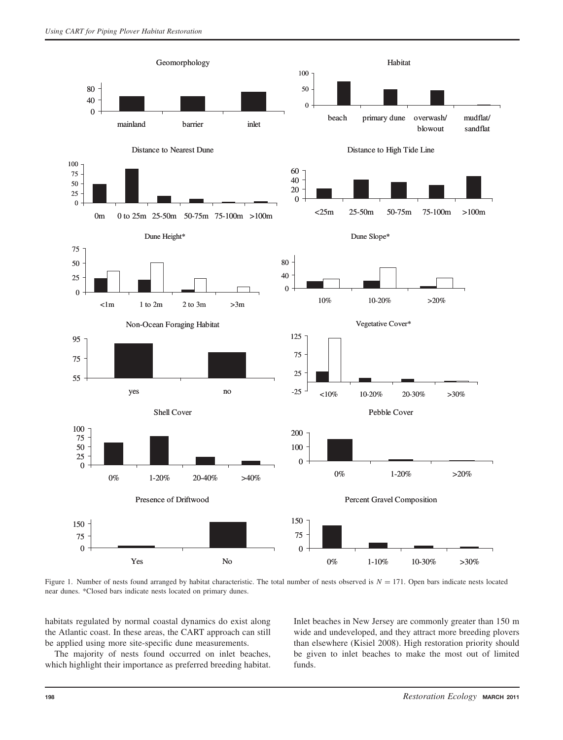Geomorphology

Habitat

Distance to Nearest Dune

Distance to High Tide Line

Dune Height*

Dune Slope*

Non-Ocean Foraging Habitat

Vegetative Cover*

Shell Cover

Pebble Cover

Presence of Driftwood

Percent Gravel Composition

Figure 1. Number of nests found arranged by habitat characteristic. The total number of nests observed is $N = 171$. Open bars indicate nests located near dunes. *Closed bars indicate nests located on primary dunes.

habitats regulated by normal coastal dynamics do exist along the Atlantic coast. In these areas, the CART approach can still be applied using more site-specific dune measurements.

The majority of nests found occurred on inlet beaches, which highlight their importance as preferred breeding habitat. Inlet beaches in New Jersey are commonly greater than 150 m wide and undeveloped, and they attract more breeding plovers than elsewhere (Kisiel 2008). High restoration priority should be given to inlet beaches to make the most out of limited funds.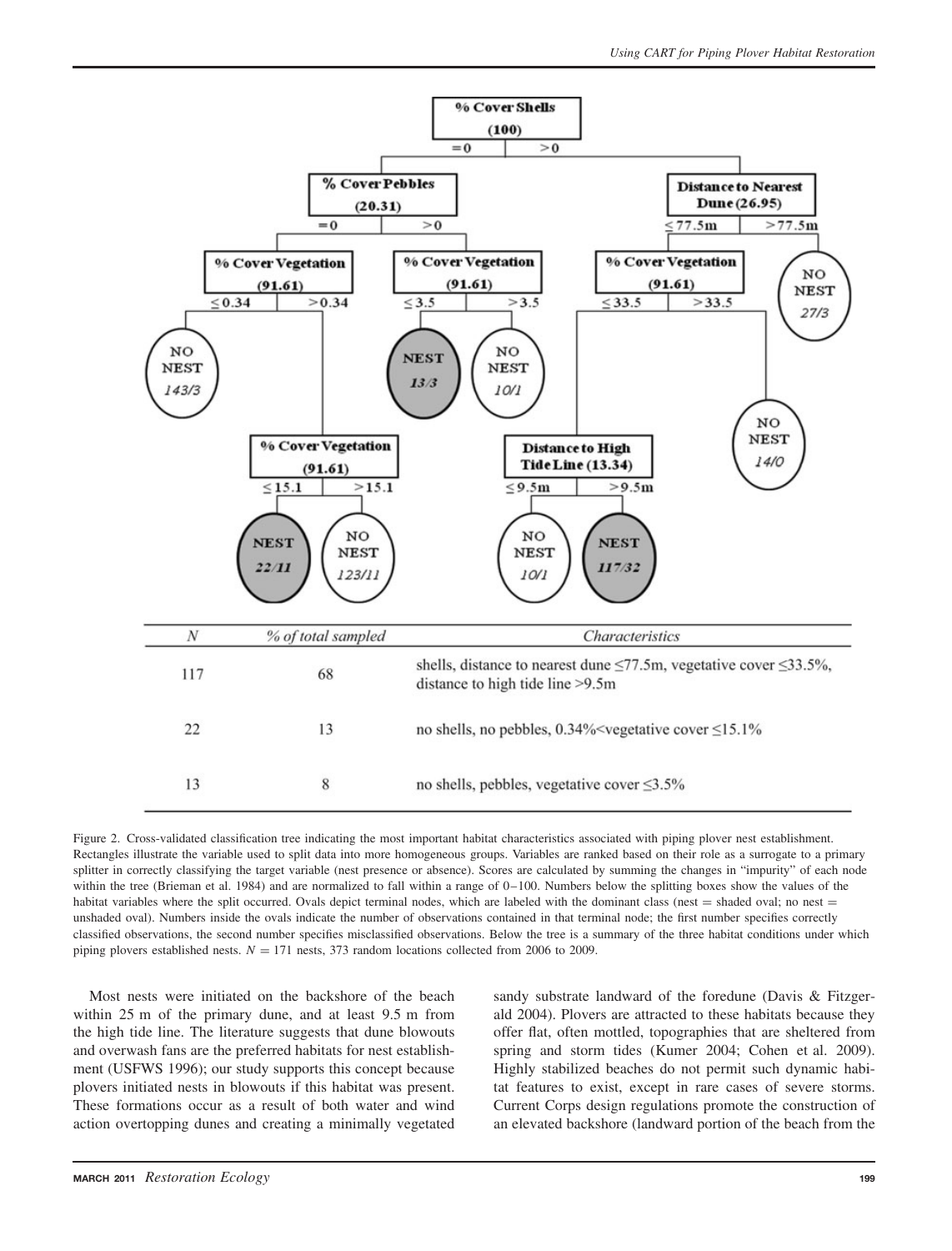| N | % of total sampled | Characteristics |
|---|---|---|
| 117 | 68 | shells, distance to nearest dune ≤77.5m, vegetative cover ≤33.5%, distance to high tide line >9.5m |
| 22 | 13 | no shells, no pebbles, 0.34%<vegetative cover ≤15.1% |
| 13 | 8 | no shells, pebbles, vegetative cover ≤3.5% |

Figure 2. Cross-validated classification tree indicating the most important habitat characteristics associated with piping plover nest establishment. Rectangles illustrate the variable used to split data into more homogeneous groups. Variables are ranked based on their role as a surrogate to a primary splitter in correctly classifying the target variable (nest presence or absence). Scores are calculated by summing the changes in "impurity" of each node within the tree (Brieman et al. 1984) and are normalized to fall within a range of 0–100. Numbers below the splitting boxes show the values of the habitat variables where the split occurred. Ovals depict terminal nodes, which are labeled with the dominant class (nest = shaded oval; no nest = unshaded oval). Numbers inside the ovals indicate the number of observations contained in that terminal node; the first number specifies correctly classified observations, the second number specifies misclassified observations. Below the tree is a summary of the three habitat conditions under which piping plovers established nests. $N = 171$ nests, 373 random locations collected from 2006 to 2009.

Most nests were initiated on the backshore of the beach within 25 m of the primary dune, and at least 9.5 m from the high tide line. The literature suggests that dune blowouts and overwash fans are the preferred habitats for nest establishment (USFWS 1996); our study supports this concept because plovers initiated nests in blowouts if this habitat was present. These formations occur as a result of both water and wind action overtopping dunes and creating a minimally vegetated sandy substrate landward of the foredune (Davis & Fitzgerald 2004). Plovers are attracted to these habitats because they offer flat, often mottled, topographies that are sheltered from spring and storm tides (Kumer 2004; Cohen et al. 2009). Highly stabilized beaches do not permit such dynamic habitat features to exist, except in rare cases of severe storms. Current Corps design regulations promote the construction of an elevated backshore (landward portion of the beach from the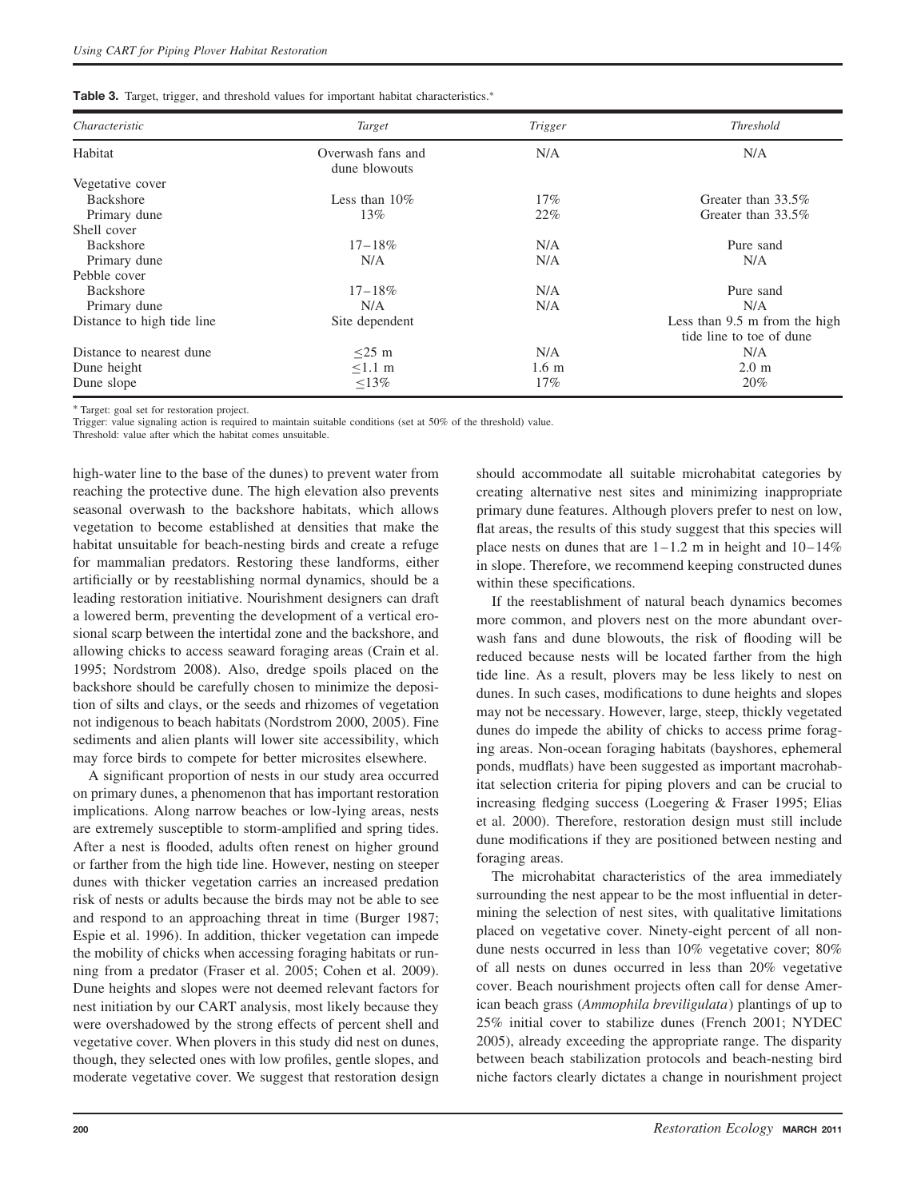**Table 3.** Target, trigger, and threshold values for important habitat characteristics.*

| *Characteristic* | *Target* | *Trigger* | *Threshold* |
|---|---|---|---|
| Habitat | Overwash fans and dune blowouts | N/A | N/A |
| Vegetative cover | | | |
| Backshore | Less than 10% | 17% | Greater than 33.5% |
| Primary dune | 13% | 22% | Greater than 33.5% |
| Shell cover | | | |
| Backshore | 17–18% | N/A | Pure sand |
| Primary dune | N/A | N/A | N/A |
| Pebble cover | | | |
| Backshore | 17–18% | N/A | Pure sand |
| Primary dune | N/A | N/A | N/A |
| Distance to high tide line | Site dependent | | Less than 9.5 m from the high tide line to toe of dune |
| Distance to nearest dune | ≤25 m | N/A | N/A |
| Dune height | ≤1.1 m | 1.6 m | 2.0 m |
| Dune slope | ≤13% | 17% | 20% |

* Target: goal set for restoration project.
Trigger: value signaling action is required to maintain suitable conditions (set at 50% of the threshold) value.
Threshold: value after which the habitat comes unsuitable.

high-water line to the base of the dunes) to prevent water from reaching the protective dune. The high elevation also prevents seasonal overwash to the backshore habitats, which allows vegetation to become established at densities that make the habitat unsuitable for beach-nesting birds and create a refuge for mammalian predators. Restoring these landforms, either artificially or by reestablishing normal dynamics, should be a leading restoration initiative. Nourishment designers can draft a lowered berm, preventing the development of a vertical erosional scarp between the intertidal zone and the backshore, and allowing chicks to access seaward foraging areas (Crain et al. 1995; Nordstrom 2008). Also, dredge spoils placed on the backshore should be carefully chosen to minimize the deposition of silts and clays, or the seeds and rhizomes of vegetation not indigenous to beach habitats (Nordstrom 2000, 2005). Fine sediments and alien plants will lower site accessibility, which may force birds to compete for better microsites elsewhere.

A significant proportion of nests in our study area occurred on primary dunes, a phenomenon that has important restoration implications. Along narrow beaches or low-lying areas, nests are extremely susceptible to storm-amplified and spring tides. After a nest is flooded, adults often renest on higher ground or farther from the high tide line. However, nesting on steeper dunes with thicker vegetation carries an increased predation risk of nests or adults because the birds may not be able to see and respond to an approaching threat in time (Burger 1987; Espie et al. 1996). In addition, thicker vegetation can impede the mobility of chicks when accessing foraging habitats or running from a predator (Fraser et al. 2005; Cohen et al. 2009). Dune heights and slopes were not deemed relevant factors for nest initiation by our CART analysis, most likely because they were overshadowed by the strong effects of percent shell and vegetative cover. When plovers in this study did nest on dunes, though, they selected ones with low profiles, gentle slopes, and moderate vegetative cover. We suggest that restoration design should accommodate all suitable microhabitat categories by creating alternative nest sites and minimizing inappropriate primary dune features. Although plovers prefer to nest on low, flat areas, the results of this study suggest that this species will place nests on dunes that are 1–1.2 m in height and 10–14% in slope. Therefore, we recommend keeping constructed dunes within these specifications.

If the reestablishment of natural beach dynamics becomes more common, and plovers nest on the more abundant overwash fans and dune blowouts, the risk of flooding will be reduced because nests will be located farther from the high tide line. As a result, plovers may be less likely to nest on dunes. In such cases, modifications to dune heights and slopes may not be necessary. However, large, steep, thickly vegetated dunes do impede the ability of chicks to access prime foraging areas. Non-ocean foraging habitats (bayshores, ephemeral ponds, mudflats) have been suggested as important macrohabitat selection criteria for piping plovers and can be crucial to increasing fledging success (Loegering & Fraser 1995; Elias et al. 2000). Therefore, restoration design must still include dune modifications if they are positioned between nesting and foraging areas.

The microhabitat characteristics of the area immediately surrounding the nest appear to be the most influential in determining the selection of nest sites, with qualitative limitations placed on vegetative cover. Ninety-eight percent of all non-dune nests occurred in less than 10% vegetative cover; 80% of all nests on dunes occurred in less than 20% vegetative cover. Beach nourishment projects often call for dense American beach grass (*Ammophila breviligulata*) plantings of up to 25% initial cover to stabilize dunes (French 2001; NYDEC 2005), already exceeding the appropriate range. The disparity between beach stabilization protocols and beach-nesting bird niche factors clearly dictates a change in nourishment project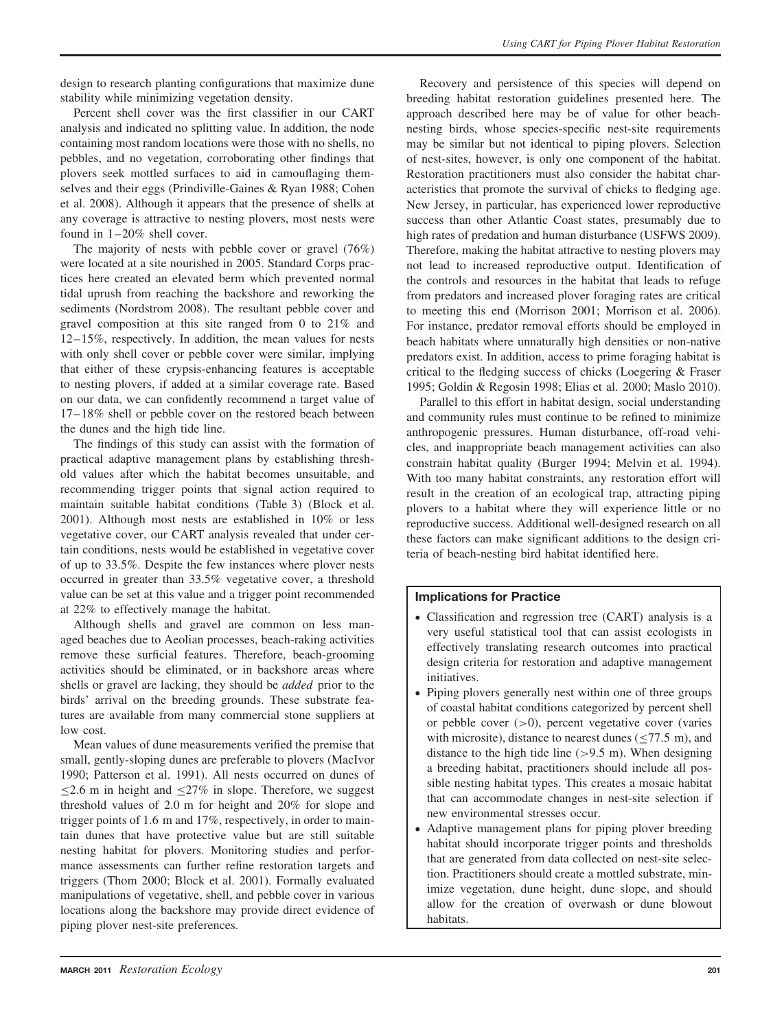design to research planting configurations that maximize dune stability while minimizing vegetation density.

Percent shell cover was the first classifier in our CART analysis and indicated no splitting value. In addition, the node containing most random locations were those with no shells, no pebbles, and no vegetation, corroborating other findings that plovers seek mottled surfaces to aid in camouflaging themselves and their eggs (Prindiville-Gaines & Ryan 1988; Cohen et al. 2008). Although it appears that the presence of shells at any coverage is attractive to nesting plovers, most nests were found in 1–20% shell cover.

The majority of nests with pebble cover or gravel (76%) were located at a site nourished in 2005. Standard Corps practices here created an elevated berm which prevented normal tidal uprush from reaching the backshore and reworking the sediments (Nordstrom 2008). The resultant pebble cover and gravel composition at this site ranged from 0 to 21% and 12–15%, respectively. In addition, the mean values for nests with only shell cover or pebble cover were similar, implying that either of these crypsis-enhancing features is acceptable to nesting plovers, if added at a similar coverage rate. Based on our data, we can confidently recommend a target value of 17–18% shell or pebble cover on the restored beach between the dunes and the high tide line.

The findings of this study can assist with the formation of practical adaptive management plans by establishing threshold values after which the habitat becomes unsuitable, and recommending trigger points that signal action required to maintain suitable habitat conditions (Table 3) (Block et al. 2001). Although most nests are established in 10% or less vegetative cover, our CART analysis revealed that under certain conditions, nests would be established in vegetative cover of up to 33.5%. Despite the few instances where plover nests occurred in greater than 33.5% vegetative cover, a threshold value can be set at this value and a trigger point recommended at 22% to effectively manage the habitat.

Although shells and gravel are common on less managed beaches due to Aeolian processes, beach-raking activities remove these surficial features. Therefore, beach-grooming activities should be eliminated, or in backshore areas where shells or gravel are lacking, they should be *added* prior to the birds' arrival on the breeding grounds. These substrate features are available from many commercial stone suppliers at low cost.

Mean values of dune measurements verified the premise that small, gently-sloping dunes are preferable to plovers (MacIvor 1990; Patterson et al. 1991). All nests occurred on dunes of $\leq$2.6 m in height and $\leq$27% in slope. Therefore, we suggest threshold values of 2.0 m for height and 20% for slope and trigger points of 1.6 m and 17%, respectively, in order to maintain dunes that have protective value but are still suitable nesting habitat for plovers. Monitoring studies and performance assessments can further refine restoration targets and triggers (Thom 2000; Block et al. 2001). Formally evaluated manipulations of vegetative, shell, and pebble cover in various locations along the backshore may provide direct evidence of piping plover nest-site preferences.

Recovery and persistence of this species will depend on breeding habitat restoration guidelines presented here. The approach described here may be of value for other beach-nesting birds, whose species-specific nest-site requirements may be similar but not identical to piping plovers. Selection of nest-sites, however, is only one component of the habitat. Restoration practitioners must also consider the habitat characteristics that promote the survival of chicks to fledging age. New Jersey, in particular, has experienced lower reproductive success than other Atlantic Coast states, presumably due to high rates of predation and human disturbance (USFWS 2009). Therefore, making the habitat attractive to nesting plovers may not lead to increased reproductive output. Identification of the controls and resources in the habitat that leads to refuge from predators and increased plover foraging rates are critical to meeting this end (Morrison 2001; Morrison et al. 2006). For instance, predator removal efforts should be employed in beach habitats where unnaturally high densities or non-native predators exist. In addition, access to prime foraging habitat is critical to the fledging success of chicks (Loegering & Fraser 1995; Goldin & Regosin 1998; Elias et al. 2000; Maslo 2010).

Parallel to this effort in habitat design, social understanding and community rules must continue to be refined to minimize anthropogenic pressures. Human disturbance, off-road vehicles, and inappropriate beach management activities can also constrain habitat quality (Burger 1994; Melvin et al. 1994). With too many habitat constraints, any restoration effort will result in the creation of an ecological trap, attracting piping plovers to a habitat where they will experience little or no reproductive success. Additional well-designed research on all these factors can make significant additions to the design criteria of beach-nesting bird habitat identified here.

### Implications for Practice

- Classification and regression tree (CART) analysis is a very useful statistical tool that can assist ecologists in effectively translating research outcomes into practical design criteria for restoration and adaptive management initiatives.
- Piping plovers generally nest within one of three groups of coastal habitat conditions categorized by percent shell or pebble cover (>0), percent vegetative cover (varies with microsite), distance to nearest dunes ($\leq$77.5 m), and distance to the high tide line (>9.5 m). When designing a breeding habitat, practitioners should include all possible nesting habitat types. This creates a mosaic habitat that can accommodate changes in nest-site selection if new environmental stresses occur.
- Adaptive management plans for piping plover breeding habitat should incorporate trigger points and thresholds that are generated from data collected on nest-site selection. Practitioners should create a mottled substrate, minimize vegetation, dune height, dune slope, and should allow for the creation of overwash or dune blowout habitats.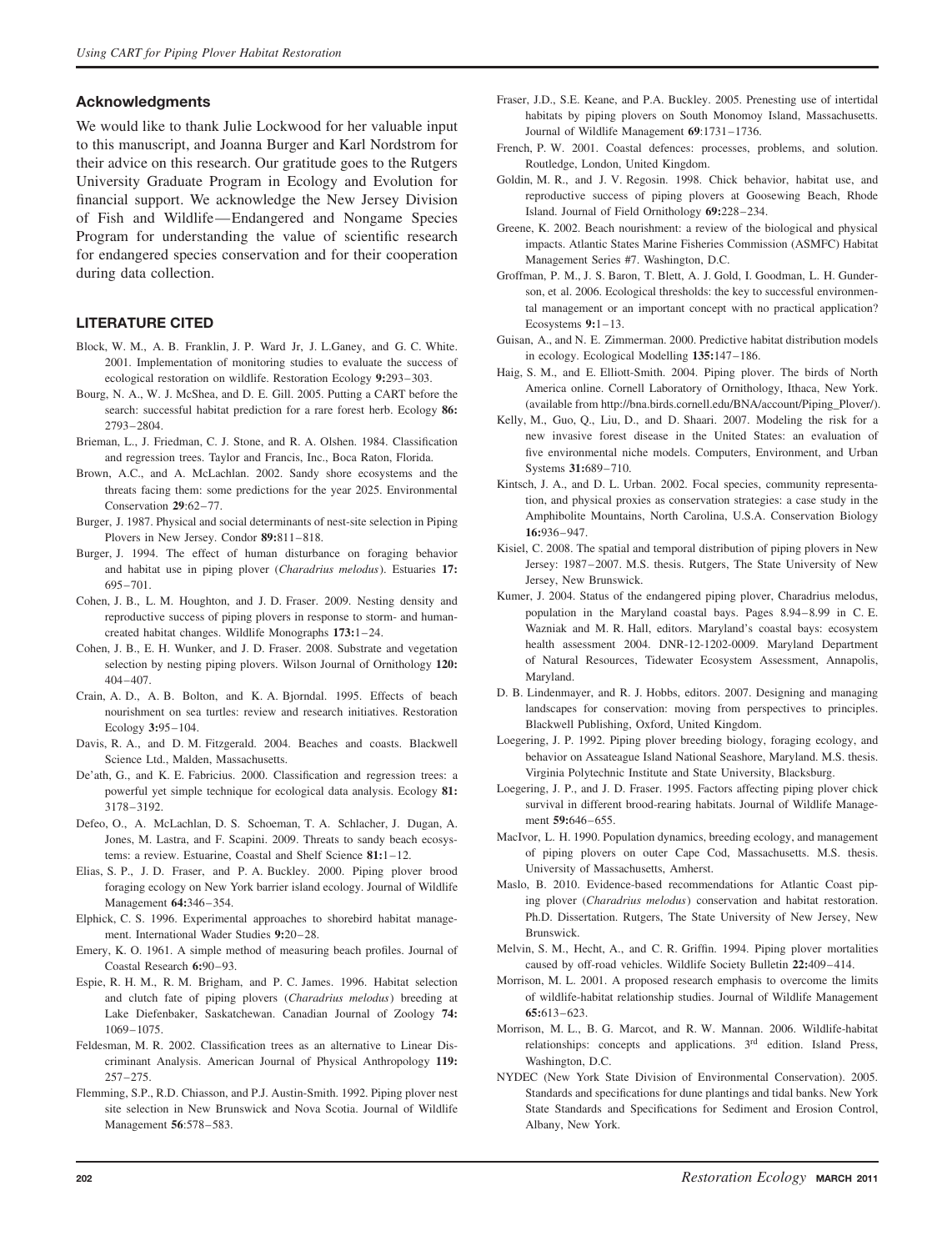## Acknowledgments

We would like to thank Julie Lockwood for her valuable input to this manuscript, and Joanna Burger and Karl Nordstrom for their advice on this research. Our gratitude goes to the Rutgers University Graduate Program in Ecology and Evolution for financial support. We acknowledge the New Jersey Division of Fish and Wildlife—Endangered and Nongame Species Program for understanding the value of scientific research for endangered species conservation and for their cooperation during data collection.

## LITERATURE CITED

Block, W. M., A. B. Franklin, J. P. Ward Jr, J. L.Ganey, and G. C. White. 2001. Implementation of monitoring studies to evaluate the success of ecological restoration on wildlife. Restoration Ecology **9:**293–303.

Bourg, N. A., W. J. McShea, and D. E. Gill. 2005. Putting a CART before the search: successful habitat prediction for a rare forest herb. Ecology **86:** 2793–2804.

Brieman, L., J. Friedman, C. J. Stone, and R. A. Olshen. 1984. Classification and regression trees. Taylor and Francis, Inc., Boca Raton, Florida.

Brown, A.C., and A. McLachlan. 2002. Sandy shore ecosystems and the threats facing them: some predictions for the year 2025. Environmental Conservation **29**:62–77.

Burger, J. 1987. Physical and social determinants of nest-site selection in Piping Plovers in New Jersey. Condor **89:**811–818.

Burger, J. 1994. The effect of human disturbance on foraging behavior and habitat use in piping plover (*Charadrius melodus*). Estuaries **17:** 695–701.

Cohen, J. B., L. M. Houghton, and J. D. Fraser. 2009. Nesting density and reproductive success of piping plovers in response to storm- and human-created habitat changes. Wildlife Monographs **173:**1–24.

Cohen, J. B., E. H. Wunker, and J. D. Fraser. 2008. Substrate and vegetation selection by nesting piping plovers. Wilson Journal of Ornithology **120:** 404–407.

Crain, A. D., A. B. Bolton, and K. A. Bjorndal. 1995. Effects of beach nourishment on sea turtles: review and research initiatives. Restoration Ecology **3:**95–104.

Davis, R. A., and D. M. Fitzgerald. 2004. Beaches and coasts. Blackwell Science Ltd., Malden, Massachusetts.

De'ath, G., and K. E. Fabricius. 2000. Classification and regression trees: a powerful yet simple technique for ecological data analysis. Ecology **81:** 3178–3192.

Defeo, O., A. McLachlan, D. S. Schoeman, T. A. Schlacher, J. Dugan, A. Jones, M. Lastra, and F. Scapini. 2009. Threats to sandy beach ecosystems: a review. Estuarine, Coastal and Shelf Science **81:**1–12.

Elias, S. P., J. D. Fraser, and P. A. Buckley. 2000. Piping plover brood foraging ecology on New York barrier island ecology. Journal of Wildlife Management **64:**346–354.

Elphick, C. S. 1996. Experimental approaches to shorebird habitat management. International Wader Studies **9:**20–28.

Emery, K. O. 1961. A simple method of measuring beach profiles. Journal of Coastal Research **6:**90–93.

Espie, R. H. M., R. M. Brigham, and P. C. James. 1996. Habitat selection and clutch fate of piping plovers (*Charadrius melodus*) breeding at Lake Diefenbaker, Saskatchewan. Canadian Journal of Zoology **74:** 1069–1075.

Feldesman, M. R. 2002. Classification trees as an alternative to Linear Discriminant Analysis. American Journal of Physical Anthropology **119:** 257–275.

Flemming, S.P., R.D. Chiasson, and P.J. Austin-Smith. 1992. Piping plover nest site selection in New Brunswick and Nova Scotia. Journal of Wildlife Management **56**:578–583.

Fraser, J.D., S.E. Keane, and P.A. Buckley. 2005. Prenesting use of intertidal habitats by piping plovers on South Monomoy Island, Massachusetts. Journal of Wildlife Management **69**:1731–1736.

French, P. W. 2001. Coastal defences: processes, problems, and solution. Routledge, London, United Kingdom.

Goldin, M. R., and J. V. Regosin. 1998. Chick behavior, habitat use, and reproductive success of piping plovers at Goosewing Beach, Rhode Island. Journal of Field Ornithology **69:**228–234.

Greene, K. 2002. Beach nourishment: a review of the biological and physical impacts. Atlantic States Marine Fisheries Commission (ASMFC) Habitat Management Series #7. Washington, D.C.

Groffman, P. M., J. S. Baron, T. Blett, A. J. Gold, I. Goodman, L. H. Gunderson, et al. 2006. Ecological thresholds: the key to successful environmental management or an important concept with no practical application? Ecosystems **9:**1–13.

Guisan, A., and N. E. Zimmerman. 2000. Predictive habitat distribution models in ecology. Ecological Modelling **135:**147–186.

Haig, S. M., and E. Elliott-Smith. 2004. Piping plover. The birds of North America online. Cornell Laboratory of Ornithology, Ithaca, New York. (available from http://bna.birds.cornell.edu/BNA/account/Piping_Plover/).

Kelly, M., Guo, Q., Liu, D., and D. Shaari. 2007. Modeling the risk for a new invasive forest disease in the United States: an evaluation of five environmental niche models. Computers, Environment, and Urban Systems **31:**689–710.

Kintsch, J. A., and D. L. Urban. 2002. Focal species, community representation, and physical proxies as conservation strategies: a case study in the Amphibolite Mountains, North Carolina, U.S.A. Conservation Biology **16:**936–947.

Kisiel, C. 2008. The spatial and temporal distribution of piping plovers in New Jersey: 1987–2007. M.S. thesis. Rutgers, The State University of New Jersey, New Brunswick.

Kumer, J. 2004. Status of the endangered piping plover, Charadrius melodus, population in the Maryland coastal bays. Pages 8.94–8.99 in C. E. Wazniak and M. R. Hall, editors. Maryland's coastal bays: ecosystem health assessment 2004. DNR-12-1202-0009. Maryland Department of Natural Resources, Tidewater Ecosystem Assessment, Annapolis, Maryland.

D. B. Lindenmayer, and R. J. Hobbs, editors. 2007. Designing and managing landscapes for conservation: moving from perspectives to principles. Blackwell Publishing, Oxford, United Kingdom.

Loegering, J. P. 1992. Piping plover breeding biology, foraging ecology, and behavior on Assateague Island National Seashore, Maryland. M.S. thesis. Virginia Polytechnic Institute and State University, Blacksburg.

Loegering, J. P., and J. D. Fraser. 1995. Factors affecting piping plover chick survival in different brood-rearing habitats. Journal of Wildlife Management **59:**646–655.

MacIvor, L. H. 1990. Population dynamics, breeding ecology, and management of piping plovers on outer Cape Cod, Massachusetts. M.S. thesis. University of Massachusetts, Amherst.

Maslo, B. 2010. Evidence-based recommendations for Atlantic Coast piping plover (*Charadrius melodus*) conservation and habitat restoration. Ph.D. Dissertation. Rutgers, The State University of New Jersey, New Brunswick.

Melvin, S. M., Hecht, A., and C. R. Griffin. 1994. Piping plover mortalities caused by off-road vehicles. Wildlife Society Bulletin **22:**409–414.

Morrison, M. L. 2001. A proposed research emphasis to overcome the limits of wildlife-habitat relationship studies. Journal of Wildlife Management **65:**613–623.

Morrison, M. L., B. G. Marcot, and R. W. Mannan. 2006. Wildlife-habitat relationships: concepts and applications. 3rd edition. Island Press, Washington, D.C.

NYDEC (New York State Division of Environmental Conservation). 2005. Standards and specifications for dune plantings and tidal banks. New York State Standards and Specifications for Sediment and Erosion Control, Albany, New York.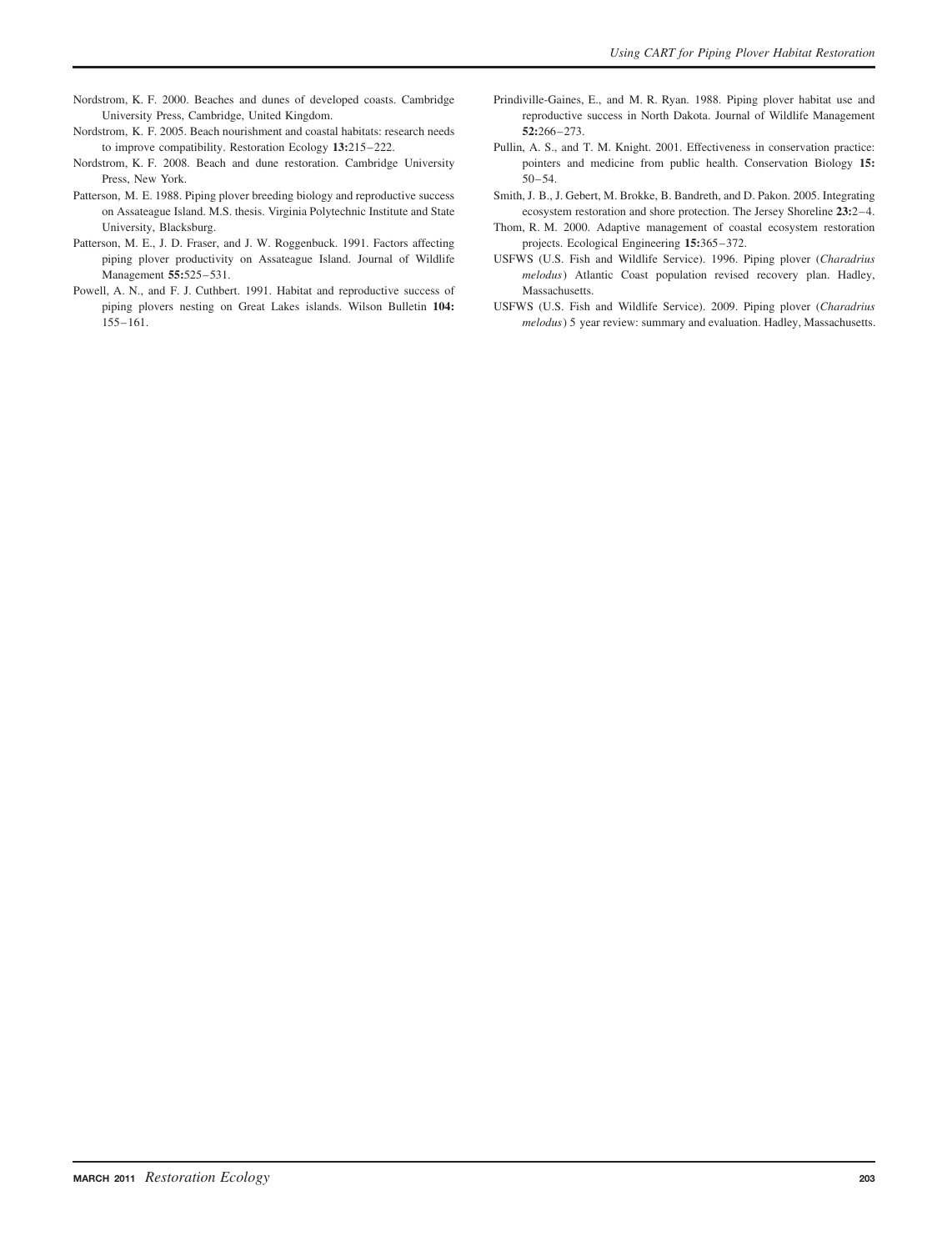Nordstrom, K. F. 2000. Beaches and dunes of developed coasts. Cambridge University Press, Cambridge, United Kingdom.

Nordstrom, K. F. 2005. Beach nourishment and coastal habitats: research needs to improve compatibility. Restoration Ecology **13:**215–222.

Nordstrom, K. F. 2008. Beach and dune restoration. Cambridge University Press, New York.

Patterson, M. E. 1988. Piping plover breeding biology and reproductive success on Assateague Island. M.S. thesis. Virginia Polytechnic Institute and State University, Blacksburg.

Patterson, M. E., J. D. Fraser, and J. W. Roggenbuck. 1991. Factors affecting piping plover productivity on Assateague Island. Journal of Wildlife Management **55:**525–531.

Powell, A. N., and F. J. Cuthbert. 1991. Habitat and reproductive success of piping plovers nesting on Great Lakes islands. Wilson Bulletin **104:** 155–161.

Prindiville-Gaines, E., and M. R. Ryan. 1988. Piping plover habitat use and reproductive success in North Dakota. Journal of Wildlife Management **52:**266–273.

Pullin, A. S., and T. M. Knight. 2001. Effectiveness in conservation practice: pointers and medicine from public health. Conservation Biology **15:** 50–54.

Smith, J. B., J. Gebert, M. Brokke, B. Bandreth, and D. Pakon. 2005. Integrating ecosystem restoration and shore protection. The Jersey Shoreline **23:**2–4.

Thom, R. M. 2000. Adaptive management of coastal ecosystem restoration projects. Ecological Engineering **15:**365–372.

USFWS (U.S. Fish and Wildlife Service). 1996. Piping plover (*Charadrius melodus*) Atlantic Coast population revised recovery plan. Hadley, Massachusetts.

USFWS (U.S. Fish and Wildlife Service). 2009. Piping plover (*Charadrius melodus*) 5 year review: summary and evaluation. Hadley, Massachusetts.